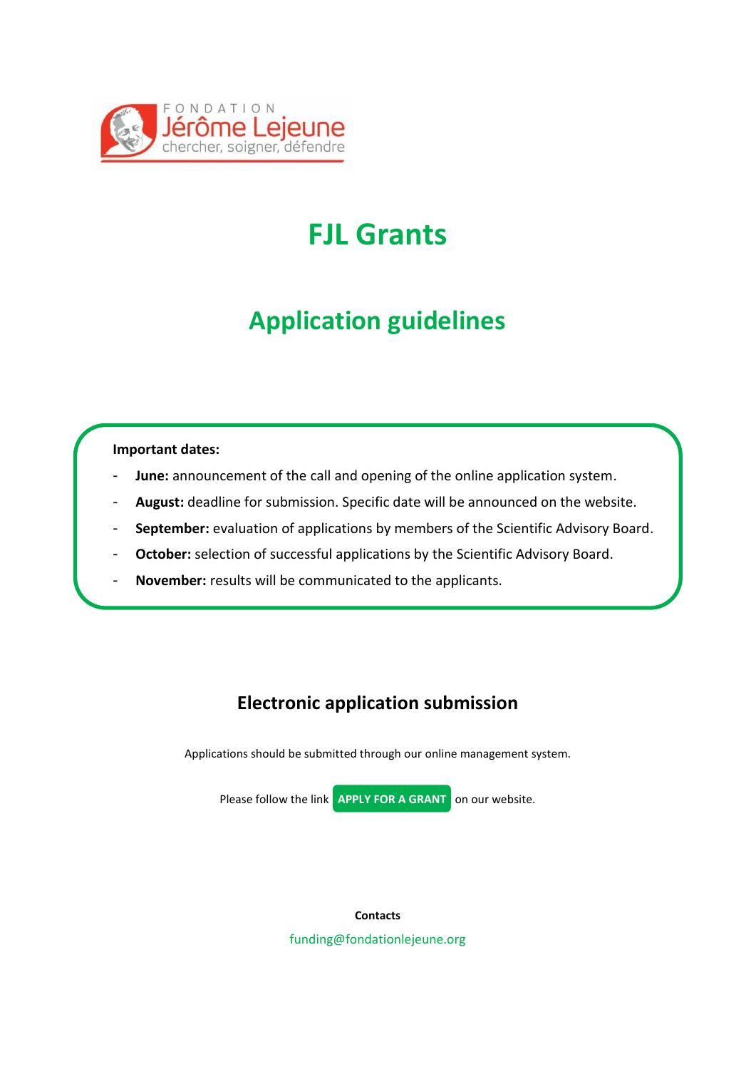FONDATION
Jérôme Lejeune
chercher, soigner, défendre

# FJL Grants

## Application guidelines

**Important dates:**

- **June:** announcement of the call and opening of the online application system.
- **August:** deadline for submission. Specific date will be announced on the website.
- **September:** evaluation of applications by members of the Scientific Advisory Board.
- **October:** selection of successful applications by the Scientific Advisory Board.
- **November:** results will be communicated to the applicants.

### Electronic application submission

Applications should be submitted through our online management system.

Please follow the link **APPLY FOR A GRANT** on our website.

**Contacts**

funding@fondationlejeune.org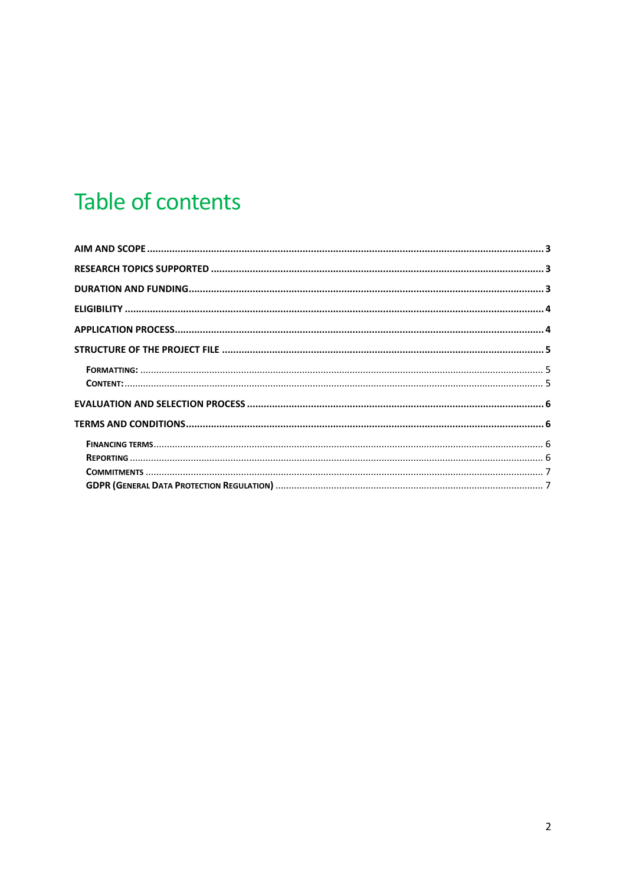# Table of contents

- **AIM AND SCOPE** ..... 3
- **RESEARCH TOPICS SUPPORTED** ..... 3
- **DURATION AND FUNDING** ..... 3
- **ELIGIBILITY** ..... 4
- **APPLICATION PROCESS** ..... 4
- **STRUCTURE OF THE PROJECT FILE** ..... 5
  - **Formatting:** ..... 5
  - **Content:** ..... 5
- **EVALUATION AND SELECTION PROCESS** ..... 6
- **TERMS AND CONDITIONS** ..... 6
  - **Financing terms** ..... 6
  - **Reporting** ..... 6
  - **Commitments** ..... 7
  - **GDPR (General Data Protection Regulation)** ..... 7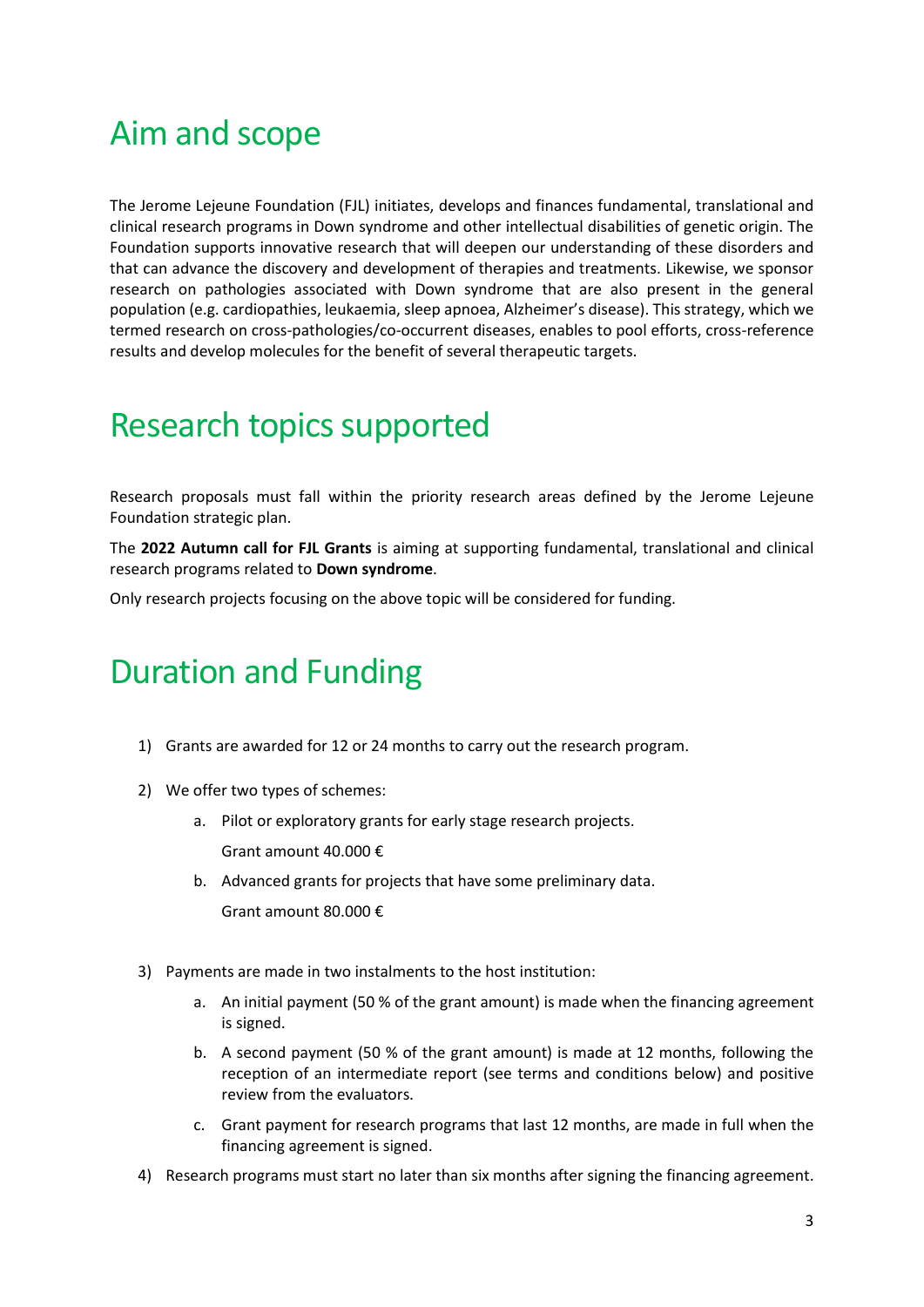# Aim and scope

The Jerome Lejeune Foundation (FJL) initiates, develops and finances fundamental, translational and clinical research programs in Down syndrome and other intellectual disabilities of genetic origin. The Foundation supports innovative research that will deepen our understanding of these disorders and that can advance the discovery and development of therapies and treatments. Likewise, we sponsor research on pathologies associated with Down syndrome that are also present in the general population (e.g. cardiopathies, leukaemia, sleep apnoea, Alzheimer's disease). This strategy, which we termed research on cross-pathologies/co-occurrent diseases, enables to pool efforts, cross-reference results and develop molecules for the benefit of several therapeutic targets.

# Research topics supported

Research proposals must fall within the priority research areas defined by the Jerome Lejeune Foundation strategic plan.

The **2022 Autumn call for FJL Grants** is aiming at supporting fundamental, translational and clinical research programs related to **Down syndrome**.

Only research projects focusing on the above topic will be considered for funding.

# Duration and Funding

1) Grants are awarded for 12 or 24 months to carry out the research program.

2) We offer two types of schemes:
    a. Pilot or exploratory grants for early stage research projects.
       Grant amount 40.000 €
    b. Advanced grants for projects that have some preliminary data.
       Grant amount 80.000 €

3) Payments are made in two instalments to the host institution:
    a. An initial payment (50 % of the grant amount) is made when the financing agreement is signed.
    b. A second payment (50 % of the grant amount) is made at 12 months, following the reception of an intermediate report (see terms and conditions below) and positive review from the evaluators.
    c. Grant payment for research programs that last 12 months, are made in full when the financing agreement is signed.

4) Research programs must start no later than six months after signing the financing agreement.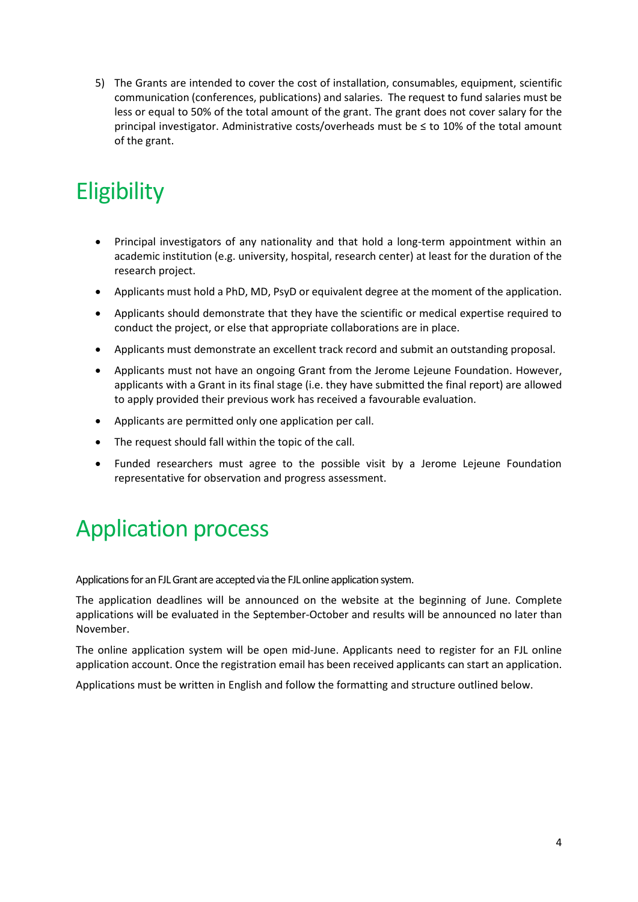5) The Grants are intended to cover the cost of installation, consumables, equipment, scientific communication (conferences, publications) and salaries. The request to fund salaries must be less or equal to 50% of the total amount of the grant. The grant does not cover salary for the principal investigator. Administrative costs/overheads must be ≤ to 10% of the total amount of the grant.

# Eligibility

- Principal investigators of any nationality and that hold a long-term appointment within an academic institution (e.g. university, hospital, research center) at least for the duration of the research project.
- Applicants must hold a PhD, MD, PsyD or equivalent degree at the moment of the application.
- Applicants should demonstrate that they have the scientific or medical expertise required to conduct the project, or else that appropriate collaborations are in place.
- Applicants must demonstrate an excellent track record and submit an outstanding proposal.
- Applicants must not have an ongoing Grant from the Jerome Lejeune Foundation. However, applicants with a Grant in its final stage (i.e. they have submitted the final report) are allowed to apply provided their previous work has received a favourable evaluation.
- Applicants are permitted only one application per call.
- The request should fall within the topic of the call.
- Funded researchers must agree to the possible visit by a Jerome Lejeune Foundation representative for observation and progress assessment.

# Application process

Applications for an FJL Grant are accepted via the FJL online application system.

The application deadlines will be announced on the website at the beginning of June. Complete applications will be evaluated in the September-October and results will be announced no later than November.

The online application system will be open mid-June. Applicants need to register for an FJL online application account. Once the registration email has been received applicants can start an application.

Applications must be written in English and follow the formatting and structure outlined below.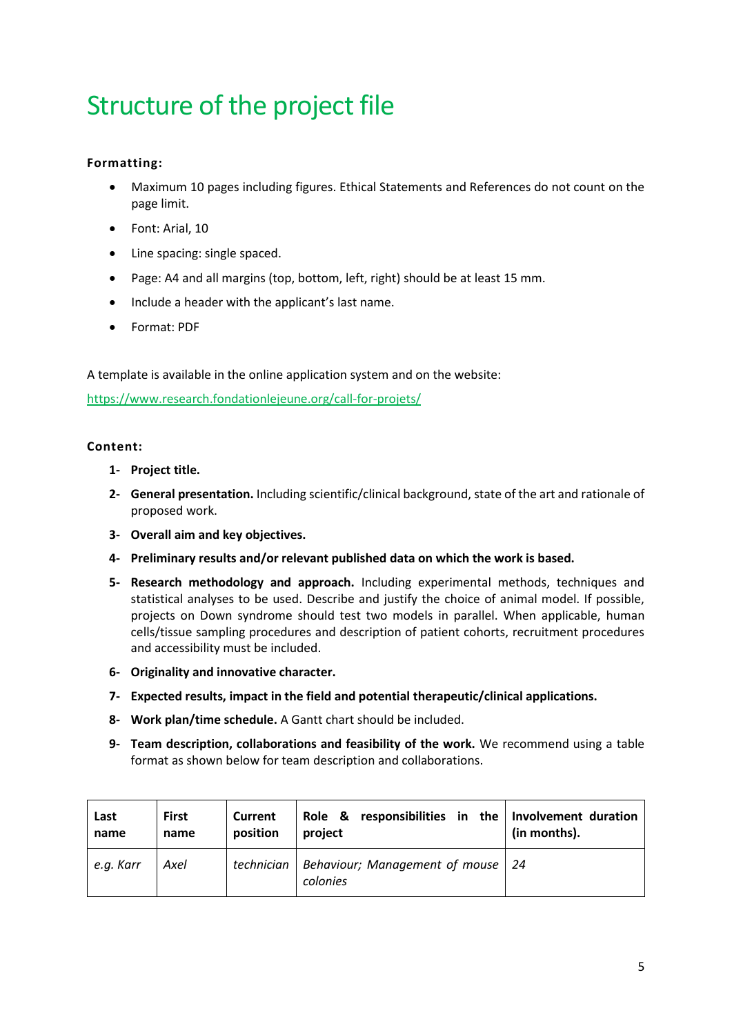# Structure of the project file

**Formatting:**

- Maximum 10 pages including figures. Ethical Statements and References do not count on the page limit.
- Font: Arial, 10
- Line spacing: single spaced.
- Page: A4 and all margins (top, bottom, left, right) should be at least 15 mm.
- Include a header with the applicant's last name.
- Format: PDF

A template is available in the online application system and on the website:

https://www.research.fondationlejeune.org/call-for-projets/

**Content:**

1- **Project title.**

2- **General presentation.** Including scientific/clinical background, state of the art and rationale of proposed work.

3- **Overall aim and key objectives.**

4- **Preliminary results and/or relevant published data on which the work is based.**

5- **Research methodology and approach.** Including experimental methods, techniques and statistical analyses to be used. Describe and justify the choice of animal model. If possible, projects on Down syndrome should test two models in parallel. When applicable, human cells/tissue sampling procedures and description of patient cohorts, recruitment procedures and accessibility must be included.

6- **Originality and innovative character.**

7- **Expected results, impact in the field and potential therapeutic/clinical applications.**

8- **Work plan/time schedule.** A Gantt chart should be included.

9- **Team description, collaborations and feasibility of the work.** We recommend using a table format as shown below for team description and collaborations.

| **Last name** | **First name** | **Current position** | **Role & responsibilities in the project** | **Involvement duration (in months).** |
|---|---|---|---|---|
| *e.g. Karr* | *Axel* | *technician* | *Behaviour; Management of mouse colonies* | *24* |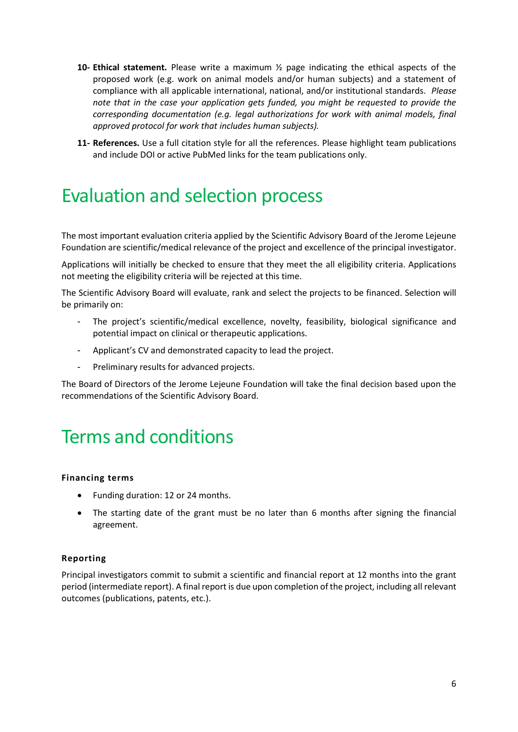10- **Ethical statement.** Please write a maximum ½ page indicating the ethical aspects of the proposed work (e.g. work on animal models and/or human subjects) and a statement of compliance with all applicable international, national, and/or institutional standards. *Please note that in the case your application gets funded, you might be requested to provide the corresponding documentation (e.g. legal authorizations for work with animal models, final approved protocol for work that includes human subjects).*

11- **References.** Use a full citation style for all the references. Please highlight team publications and include DOI or active PubMed links for the team publications only.

# Evaluation and selection process

The most important evaluation criteria applied by the Scientific Advisory Board of the Jerome Lejeune Foundation are scientific/medical relevance of the project and excellence of the principal investigator.

Applications will initially be checked to ensure that they meet the all eligibility criteria. Applications not meeting the eligibility criteria will be rejected at this time.

The Scientific Advisory Board will evaluate, rank and select the projects to be financed. Selection will be primarily on:

- The project's scientific/medical excellence, novelty, feasibility, biological significance and potential impact on clinical or therapeutic applications.
- Applicant's CV and demonstrated capacity to lead the project.
- Preliminary results for advanced projects.

The Board of Directors of the Jerome Lejeune Foundation will take the final decision based upon the recommendations of the Scientific Advisory Board.

# Terms and conditions

#### Financing terms

- Funding duration: 12 or 24 months.
- The starting date of the grant must be no later than 6 months after signing the financial agreement.

#### Reporting

Principal investigators commit to submit a scientific and financial report at 12 months into the grant period (intermediate report). A final report is due upon completion of the project, including all relevant outcomes (publications, patents, etc.).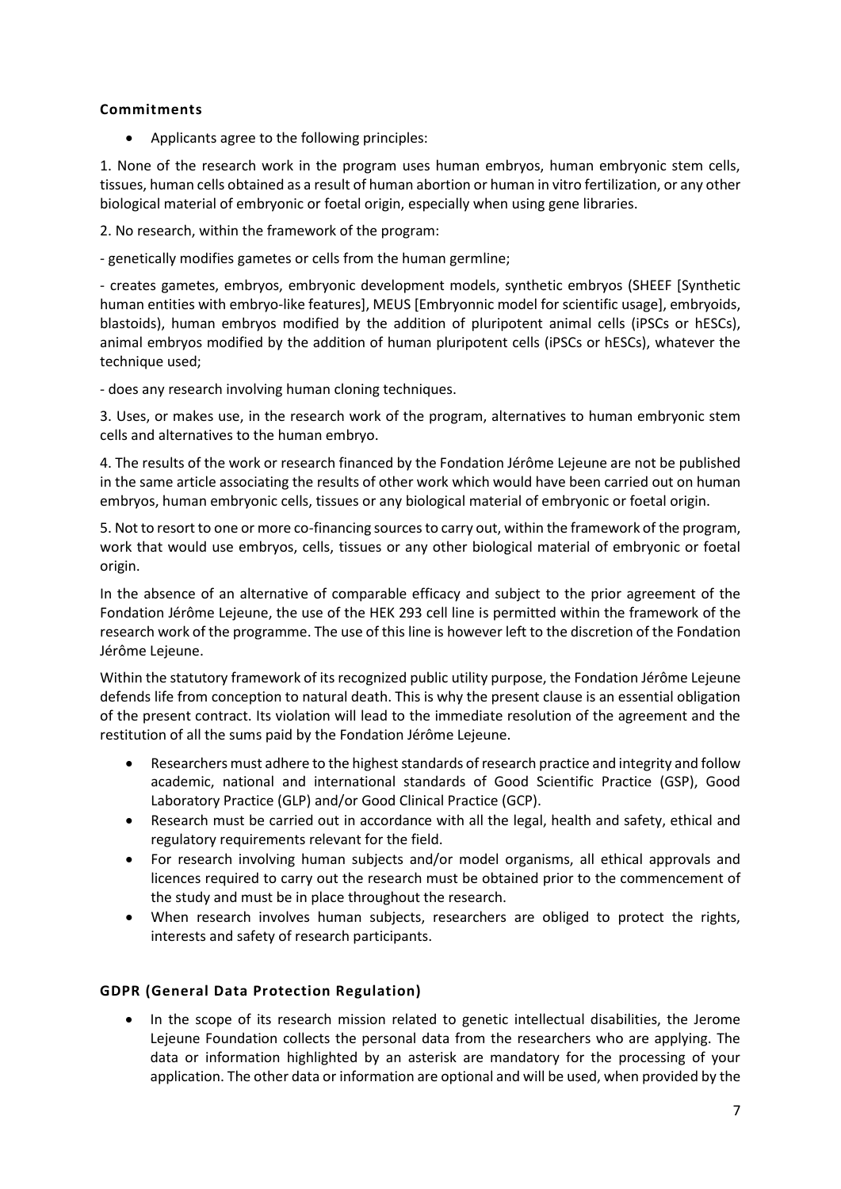### Commitments

- Applicants agree to the following principles:

1. None of the research work in the program uses human embryos, human embryonic stem cells, tissues, human cells obtained as a result of human abortion or human in vitro fertilization, or any other biological material of embryonic or foetal origin, especially when using gene libraries.

2. No research, within the framework of the program:

- genetically modifies gametes or cells from the human germline;

- creates gametes, embryos, embryonic development models, synthetic embryos (SHEEF [Synthetic human entities with embryo-like features], MEUS [Embryonnic model for scientific usage], embryoids, blastoids), human embryos modified by the addition of pluripotent animal cells (iPSCs or hESCs), animal embryos modified by the addition of human pluripotent cells (iPSCs or hESCs), whatever the technique used;

- does any research involving human cloning techniques.

3. Uses, or makes use, in the research work of the program, alternatives to human embryonic stem cells and alternatives to the human embryo.

4. The results of the work or research financed by the Fondation Jérôme Lejeune are not be published in the same article associating the results of other work which would have been carried out on human embryos, human embryonic cells, tissues or any biological material of embryonic or foetal origin.

5. Not to resort to one or more co-financing sources to carry out, within the framework of the program, work that would use embryos, cells, tissues or any other biological material of embryonic or foetal origin.

In the absence of an alternative of comparable efficacy and subject to the prior agreement of the Fondation Jérôme Lejeune, the use of the HEK 293 cell line is permitted within the framework of the research work of the programme. The use of this line is however left to the discretion of the Fondation Jérôme Lejeune.

Within the statutory framework of its recognized public utility purpose, the Fondation Jérôme Lejeune defends life from conception to natural death. This is why the present clause is an essential obligation of the present contract. Its violation will lead to the immediate resolution of the agreement and the restitution of all the sums paid by the Fondation Jérôme Lejeune.

- Researchers must adhere to the highest standards of research practice and integrity and follow academic, national and international standards of Good Scientific Practice (GSP), Good Laboratory Practice (GLP) and/or Good Clinical Practice (GCP).
- Research must be carried out in accordance with all the legal, health and safety, ethical and regulatory requirements relevant for the field.
- For research involving human subjects and/or model organisms, all ethical approvals and licences required to carry out the research must be obtained prior to the commencement of the study and must be in place throughout the research.
- When research involves human subjects, researchers are obliged to protect the rights, interests and safety of research participants.

### GDPR (General Data Protection Regulation)

- In the scope of its research mission related to genetic intellectual disabilities, the Jerome Lejeune Foundation collects the personal data from the researchers who are applying. The data or information highlighted by an asterisk are mandatory for the processing of your application. The other data or information are optional and will be used, when provided by the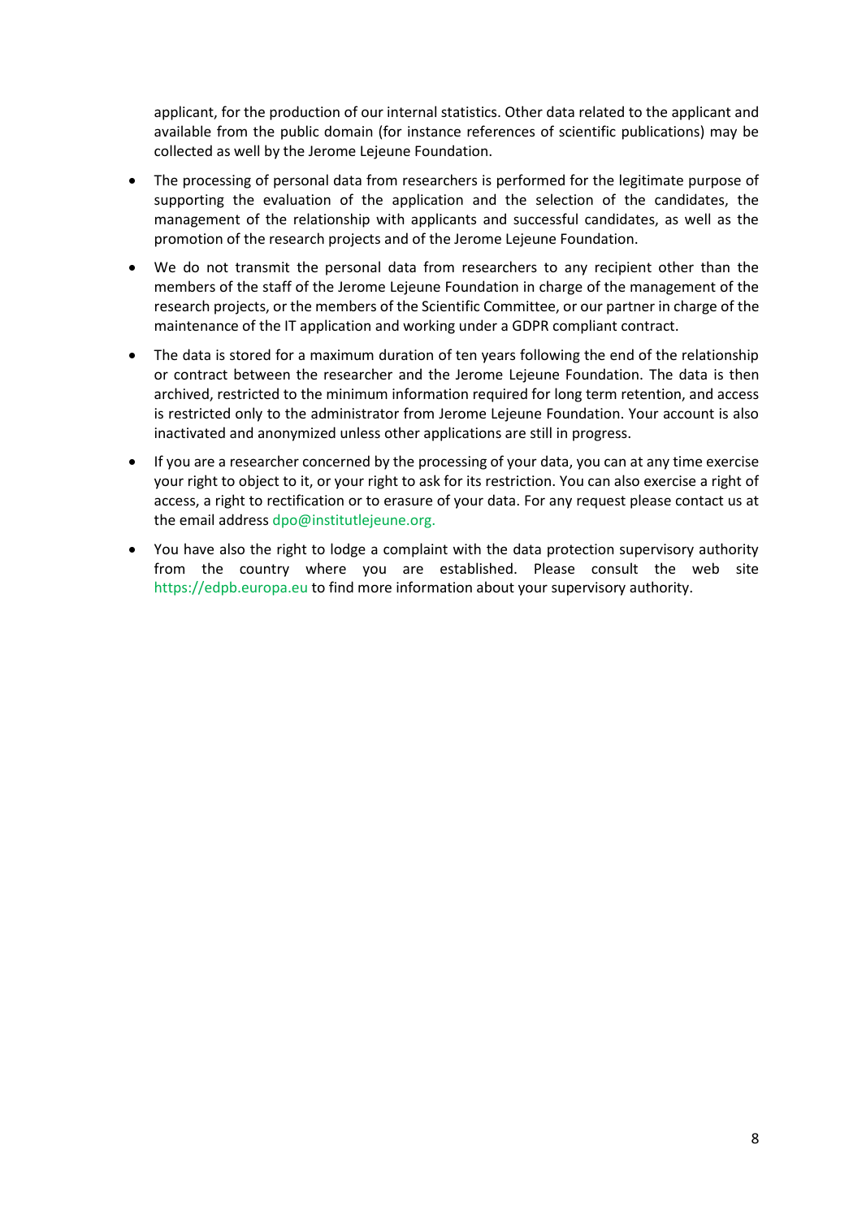applicant, for the production of our internal statistics. Other data related to the applicant and available from the public domain (for instance references of scientific publications) may be collected as well by the Jerome Lejeune Foundation.

- The processing of personal data from researchers is performed for the legitimate purpose of supporting the evaluation of the application and the selection of the candidates, the management of the relationship with applicants and successful candidates, as well as the promotion of the research projects and of the Jerome Lejeune Foundation.
- We do not transmit the personal data from researchers to any recipient other than the members of the staff of the Jerome Lejeune Foundation in charge of the management of the research projects, or the members of the Scientific Committee, or our partner in charge of the maintenance of the IT application and working under a GDPR compliant contract.
- The data is stored for a maximum duration of ten years following the end of the relationship or contract between the researcher and the Jerome Lejeune Foundation. The data is then archived, restricted to the minimum information required for long term retention, and access is restricted only to the administrator from Jerome Lejeune Foundation. Your account is also inactivated and anonymized unless other applications are still in progress.
- If you are a researcher concerned by the processing of your data, you can at any time exercise your right to object to it, or your right to ask for its restriction. You can also exercise a right of access, a right to rectification or to erasure of your data. For any request please contact us at the email address dpo@institutlejeune.org.
- You have also the right to lodge a complaint with the data protection supervisory authority from the country where you are established. Please consult the web site https://edpb.europa.eu to find more information about your supervisory authority.